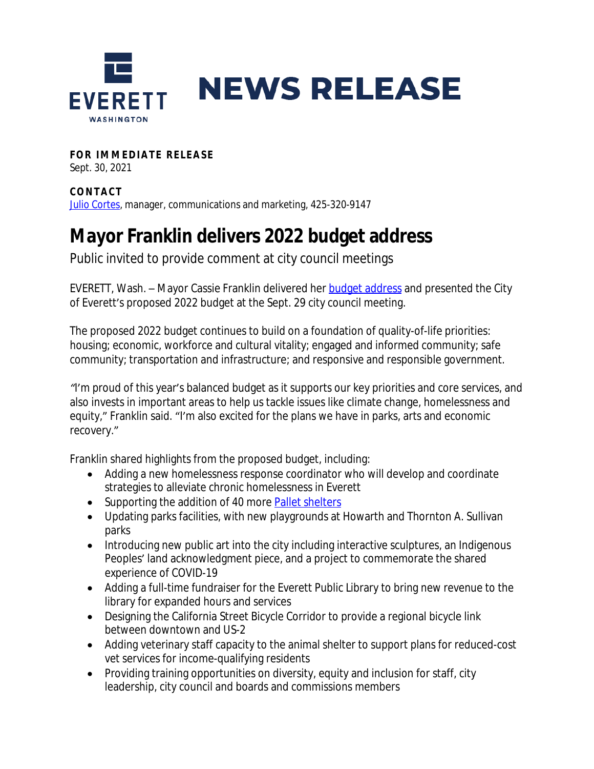EVERETT
WASHINGTON

# NEWS RELEASE

**FOR IMMEDIATE RELEASE**
Sept. 30, 2021

**CONTACT**
Julio Cortes, manager, communications and marketing, 425-320-9147

## Mayor Franklin delivers 2022 budget address

Public invited to provide comment at city council meetings

EVERETT, Wash. – Mayor Cassie Franklin delivered her budget address and presented the City of Everett's proposed 2022 budget at the Sept. 29 city council meeting.

The proposed 2022 budget continues to build on a foundation of quality-of-life priorities: housing; economic, workforce and cultural vitality; engaged and informed community; safe community; transportation and infrastructure; and responsive and responsible government.

"I'm proud of this year's balanced budget as it supports our key priorities and core services, and also invests in important areas to help us tackle issues like climate change, homelessness and equity," Franklin said. "I'm also excited for the plans we have in parks, arts and economic recovery."

Franklin shared highlights from the proposed budget, including:

- Adding a new homelessness response coordinator who will develop and coordinate strategies to alleviate chronic homelessness in Everett
- Supporting the addition of 40 more Pallet shelters
- Updating parks facilities, with new playgrounds at Howarth and Thornton A. Sullivan parks
- Introducing new public art into the city including interactive sculptures, an Indigenous Peoples' land acknowledgment piece, and a project to commemorate the shared experience of COVID-19
- Adding a full-time fundraiser for the Everett Public Library to bring new revenue to the library for expanded hours and services
- Designing the California Street Bicycle Corridor to provide a regional bicycle link between downtown and US-2
- Adding veterinary staff capacity to the animal shelter to support plans for reduced-cost vet services for income-qualifying residents
- Providing training opportunities on diversity, equity and inclusion for staff, city leadership, city council and boards and commissions members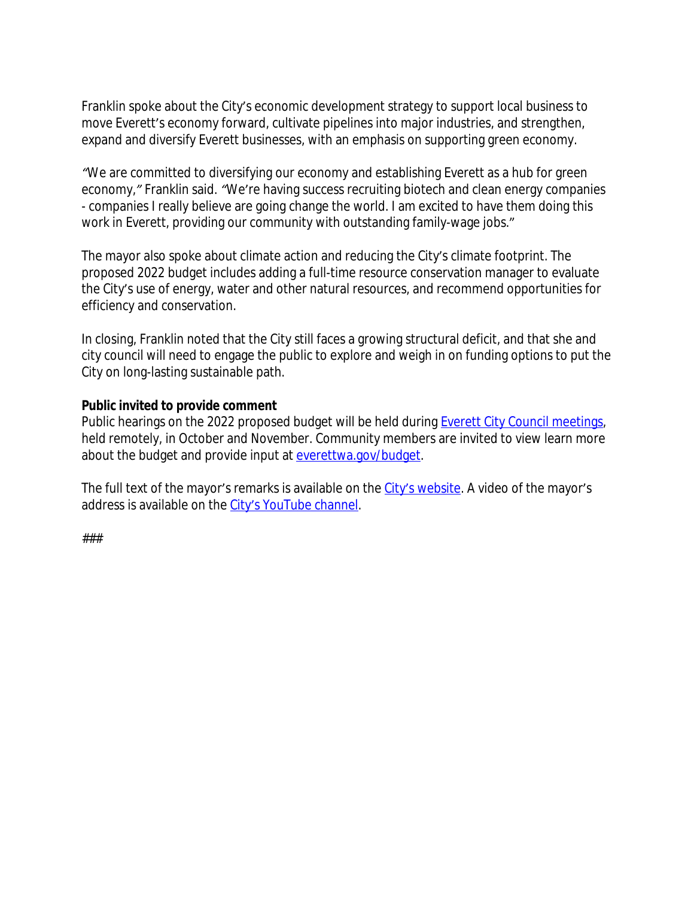Franklin spoke about the City's economic development strategy to support local business to move Everett's economy forward, cultivate pipelines into major industries, and strengthen, expand and diversify Everett businesses, with an emphasis on supporting green economy.

"We are committed to diversifying our economy and establishing Everett as a hub for green economy," Franklin said. "We're having success recruiting biotech and clean energy companies - companies I really believe are going change the world. I am excited to have them doing this work in Everett, providing our community with outstanding family-wage jobs."

The mayor also spoke about climate action and reducing the City's climate footprint. The proposed 2022 budget includes adding a full-time resource conservation manager to evaluate the City's use of energy, water and other natural resources, and recommend opportunities for efficiency and conservation.

In closing, Franklin noted that the City still faces a growing structural deficit, and that she and city council will need to engage the public to explore and weigh in on funding options to put the City on long-lasting sustainable path.

**Public invited to provide comment**
Public hearings on the 2022 proposed budget will be held during Everett City Council meetings, held remotely, in October and November. Community members are invited to view learn more about the budget and provide input at everettwa.gov/budget.

The full text of the mayor's remarks is available on the City's website. A video of the mayor's address is available on the City's YouTube channel.

###